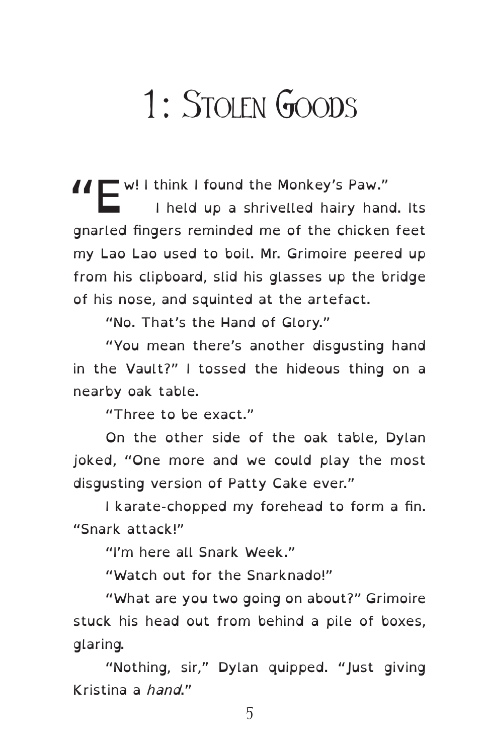# 1: Stolen Goods

"Ew! I think I found the Monkey's Paw."

I held up a shrivelled hairy hand. Its gnarled fingers reminded me of the chicken feet my Lao Lao used to boil. Mr. Grimoire peered up from his clipboard, slid his glasses up the bridge of his nose, and squinted at the artefact.

"No. That's the Hand of Glory."

"You mean there's another disgusting hand in the Vault?" I tossed the hideous thing on a nearby oak table.

"Three to be exact."

On the other side of the oak table, Dylan joked, "One more and we could play the most disgusting version of Patty Cake ever."

I karate-chopped my forehead to form a fin. "Snark attack!"

"I'm here all Snark Week."

"Watch out for the Snarknado!"

"What are you two going on about?" Grimoire stuck his head out from behind a pile of boxes, glaring.

"Nothing, sir," Dylan quipped. "Just giving Kristina a *hand*."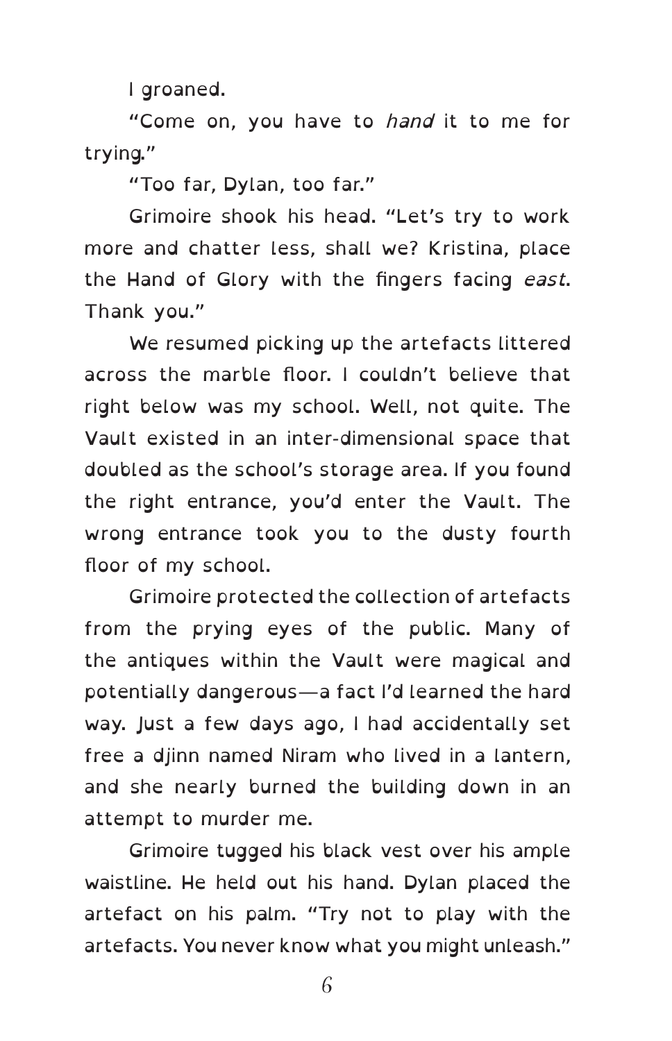I groaned.

"Come on, you have to *hand* it to me for trying."

"Too far, Dylan, too far."

Grimoire shook his head. "Let's try to work more and chatter less, shall we? Kristina, place the Hand of Glory with the fingers facing *east*. Thank you."

We resumed picking up the artefacts littered across the marble floor. I couldn't believe that right below was my school. Well, not quite. The Vault existed in an inter-dimensional space that doubled as the school's storage area. If you found the right entrance, you'd enter the Vault. The wrong entrance took you to the dusty fourth floor of my school.

Grimoire protected the collection of artefacts from the prying eyes of the public. Many of the antiques within the Vault were magical and potentially dangerous—a fact I'd learned the hard way. Just a few days ago, I had accidentally set free a djinn named Niram who lived in a lantern, and she nearly burned the building down in an attempt to murder me.

Grimoire tugged his black vest over his ample waistline. He held out his hand. Dylan placed the artefact on his palm. "Try not to play with the artefacts. You never know what you might unleash."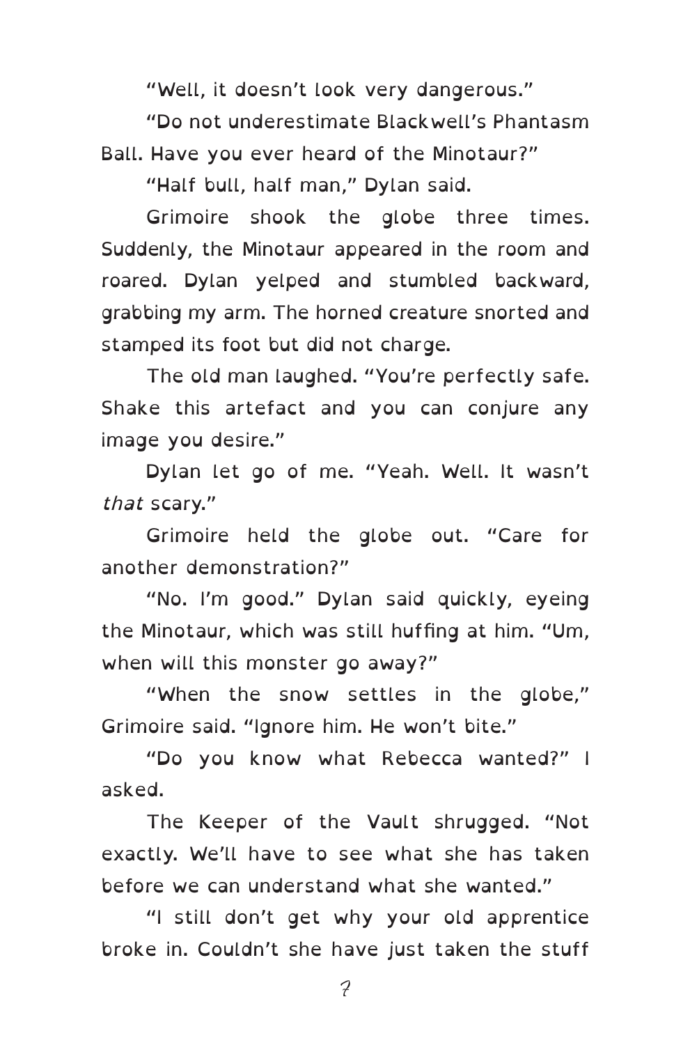"Well, it doesn't look very dangerous."

"Do not underestimate Blackwell's Phantasm Ball. Have you ever heard of the Minotaur?"

"Half bull, half man," Dylan said.

Grimoire shook the globe three times. Suddenly, the Minotaur appeared in the room and roared. Dylan yelped and stumbled backward, grabbing my arm. The horned creature snorted and stamped its foot but did not charge.

The old man laughed. "You're perfectly safe. Shake this artefact and you can conjure any image you desire."

Dylan let go of me. "Yeah. Well. It wasn't *that* scary."

Grimoire held the globe out. "Care for another demonstration?"

"No. I'm good." Dylan said quickly, eyeing the Minotaur, which was still huffing at him. "Um, when will this monster go away?"

"When the snow settles in the globe," Grimoire said. "Ignore him. He won't bite."

"Do you know what Rebecca wanted?" I asked.

The Keeper of the Vault shrugged. "Not exactly. We'll have to see what she has taken before we can understand what she wanted."

"I still don't get why your old apprentice broke in. Couldn't she have just taken the stuff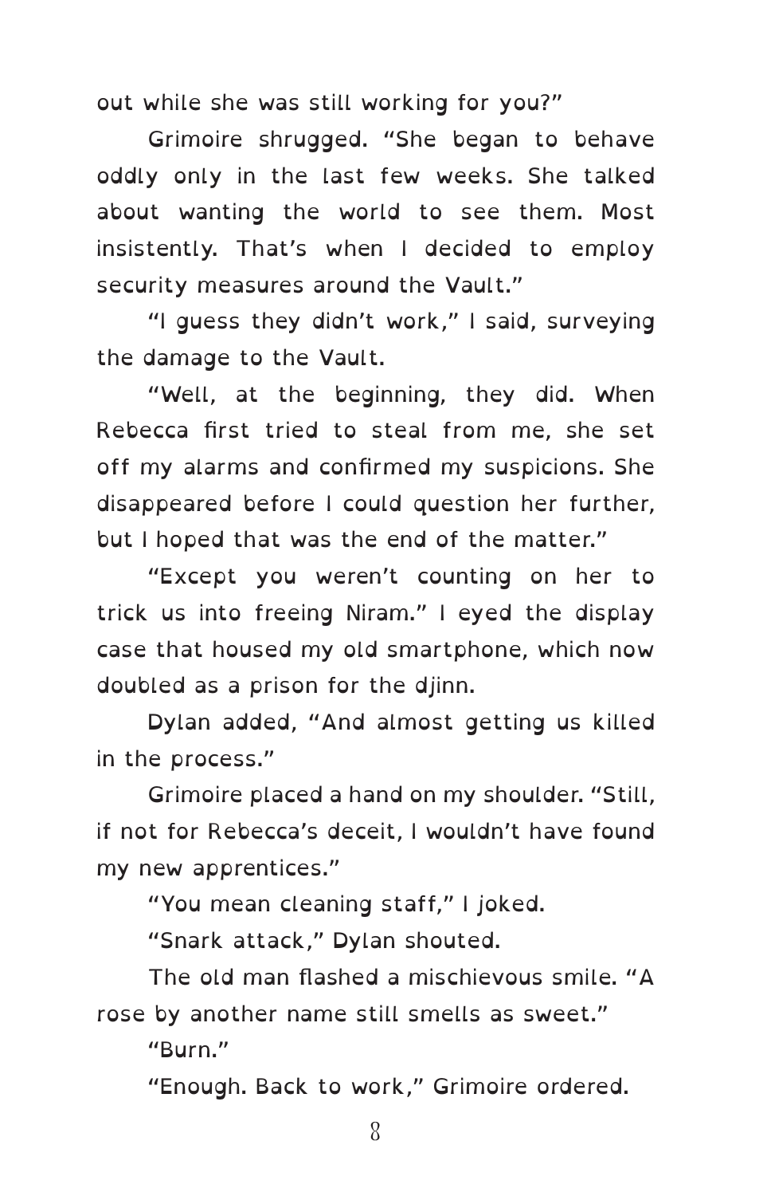out while she was still working for you?"

Grimoire shrugged. "She began to behave oddly only in the last few weeks. She talked about wanting the world to see them. Most insistently. That's when I decided to employ security measures around the Vault."

"I guess they didn't work," I said, surveying the damage to the Vault.

"Well, at the beginning, they did. When Rebecca first tried to steal from me, she set off my alarms and confirmed my suspicions. She disappeared before I could question her further, but I hoped that was the end of the matter."

"Except you weren't counting on her to trick us into freeing Niram." I eyed the display case that housed my old smartphone, which now doubled as a prison for the djinn.

Dylan added, "And almost getting us killed in the process."

Grimoire placed a hand on my shoulder. "Still, if not for Rebecca's deceit, I wouldn't have found my new apprentices."

"You mean cleaning staff," I joked.

"Snark attack," Dylan shouted.

The old man flashed a mischievous smile. "A rose by another name still smells as sweet."

"Burn."

"Enough. Back to work," Grimoire ordered.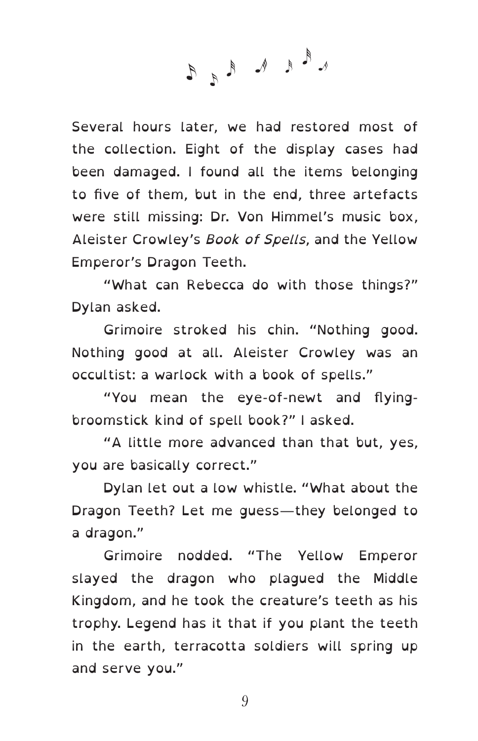Several hours later, we had restored most of the collection. Eight of the display cases had been damaged. I found all the items belonging to five of them, but in the end, three artefacts were still missing: Dr. Von Himmel's music box, Aleister Crowley's *Book of Spells*, and the Yellow Emperor's Dragon Teeth.

"What can Rebecca do with those things?" Dylan asked.

Grimoire stroked his chin. "Nothing good. Nothing good at all. Aleister Crowley was an occultist: a warlock with a book of spells."

"You mean the eye-of-newt and flying-broomstick kind of spell book?" I asked.

"A little more advanced than that but, yes, you are basically correct."

Dylan let out a low whistle. "What about the Dragon Teeth? Let me guess—they belonged to a dragon."

Grimoire nodded. "The Yellow Emperor slayed the dragon who plagued the Middle Kingdom, and he took the creature's teeth as his trophy. Legend has it that if you plant the teeth in the earth, terracotta soldiers will spring up and serve you."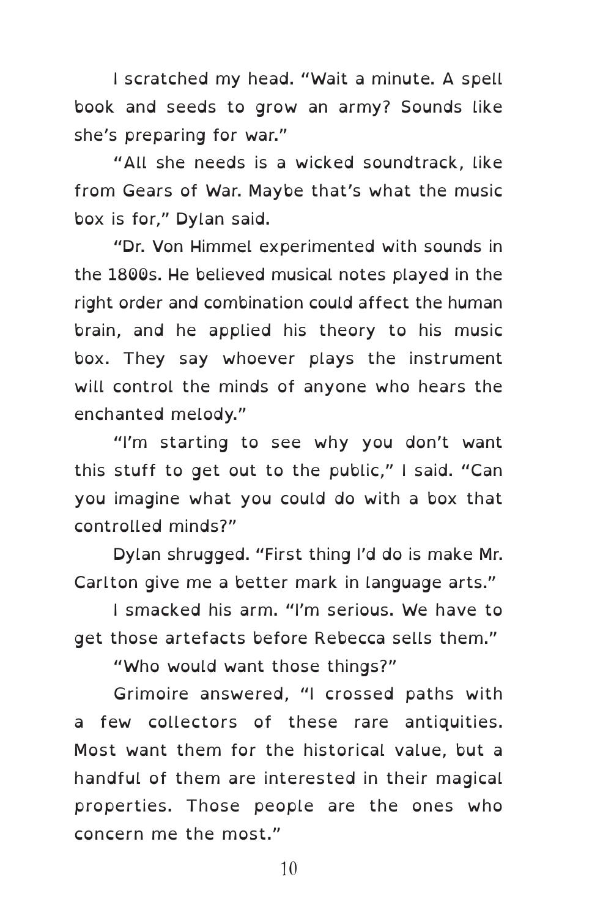I scratched my head. "Wait a minute. A spell book and seeds to grow an army? Sounds like she's preparing for war."

"All she needs is a wicked soundtrack, like from Gears of War. Maybe that's what the music box is for," Dylan said.

"Dr. Von Himmel experimented with sounds in the 1800s. He believed musical notes played in the right order and combination could affect the human brain, and he applied his theory to his music box. They say whoever plays the instrument will control the minds of anyone who hears the enchanted melody."

"I'm starting to see why you don't want this stuff to get out to the public," I said. "Can you imagine what you could do with a box that controlled minds?"

Dylan shrugged. "First thing I'd do is make Mr. Carlton give me a better mark in language arts."

I smacked his arm. "I'm serious. We have to get those artefacts before Rebecca sells them."

"Who would want those things?"

Grimoire answered, "I crossed paths with a few collectors of these rare antiquities. Most want them for the historical value, but a handful of them are interested in their magical properties. Those people are the ones who concern me the most."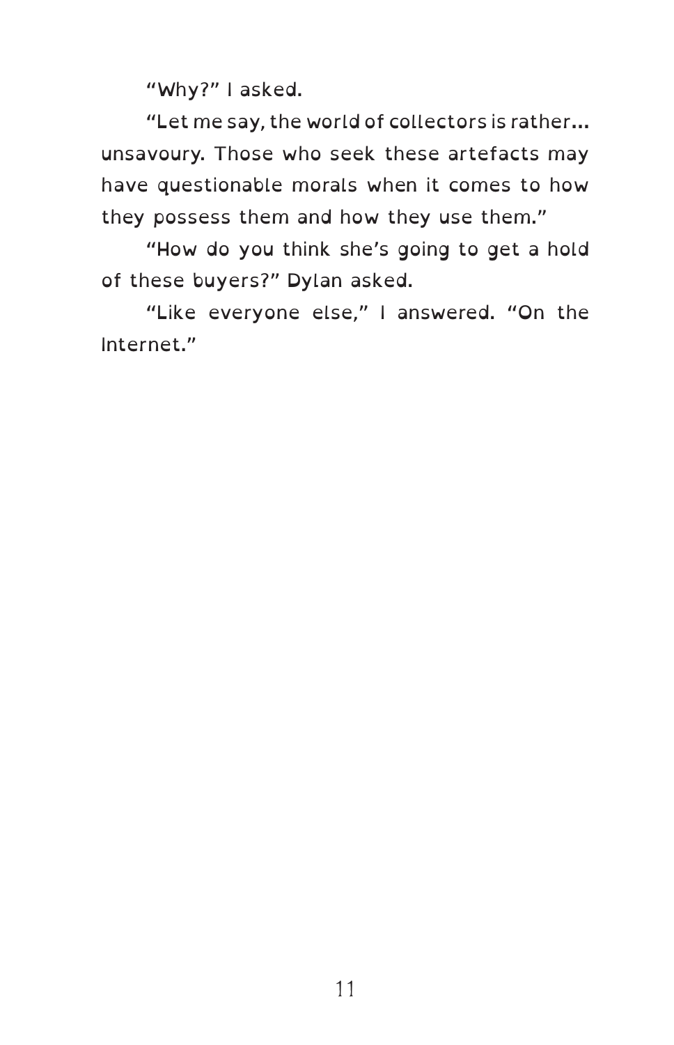"Why?" I asked.

"Let me say, the world of collectors is rather... unsavoury. Those who seek these artefacts may have questionable morals when it comes to how they possess them and how they use them."

"How do you think she's going to get a hold of these buyers?" Dylan asked.

"Like everyone else," I answered. "On the Internet."